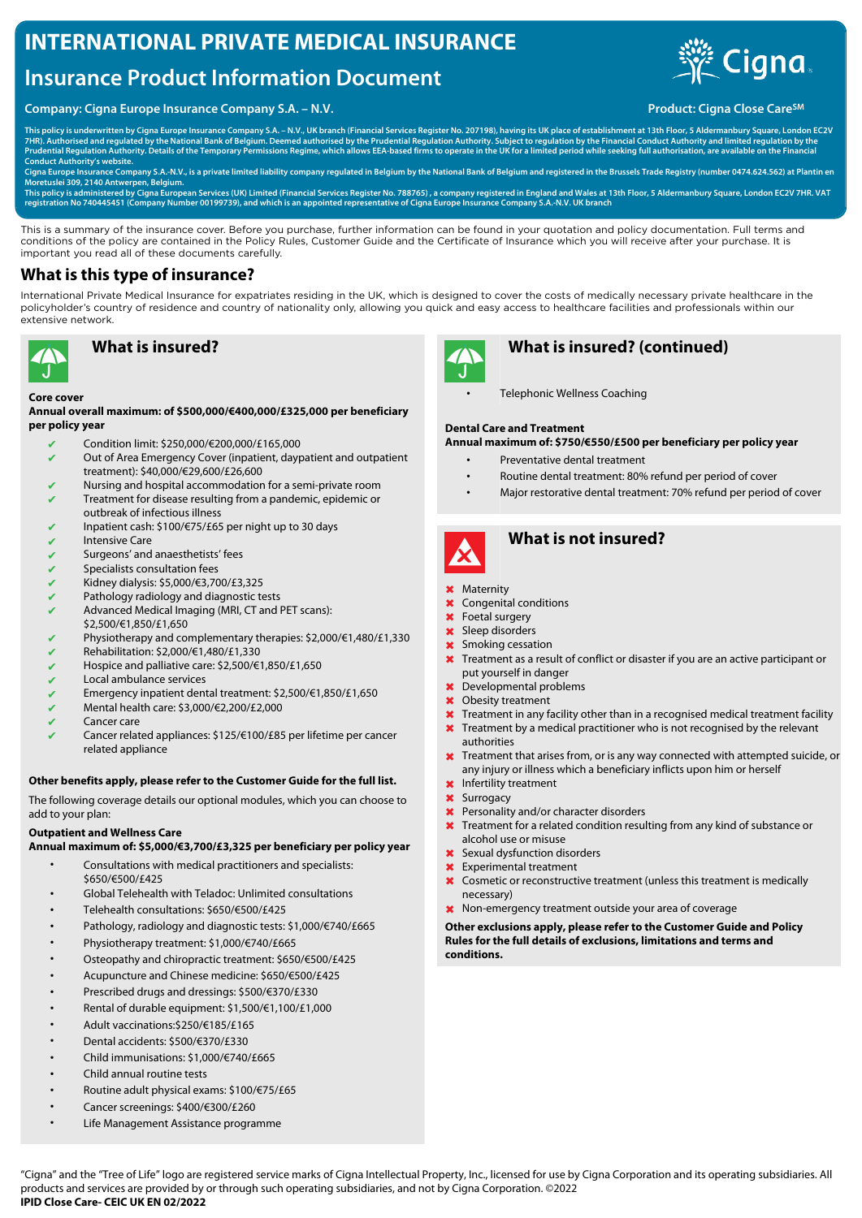# INTERNATIONAL PRIVATE MEDICAL INSURANCE

## Insurance Product Information Document

**Company: Cigna Europe Insurance Company S.A. – N.V.**

**Product: Cigna Close Care℠**

**This policy is underwritten by Cigna Europe Insurance Company S.A. – N.V., UK branch (Financial Services Register No. 207198), having its UK place of establishment at 13th Floor, 5 Aldermanbury Square, London EC2V 7HR). Authorised and regulated by the National Bank of Belgium. Deemed authorised by the Prudential Regulation Authority. Subject to regulation by the Financial Conduct Authority and limited regulation by the Prudential Regulation Authority. Details of the Temporary Permissions Regime, which allows EEA-based firms to operate in the UK for a limited period while seeking full authorisation, are available on the Financial Conduct Authority's website.**

**Cigna Europe Insurance Company S.A.-N.V., is a private limited liability company regulated in Belgium by the National Bank of Belgium and registered in the Brussels Trade Registry (number 0474.624.562) at Plantin en Moretuslei 309, 2140 Antwerpen, Belgium.**

**This policy is administered by Cigna European Services (UK) Limited (Financial Services Register No. 788765) , a company registered in England and Wales at 13th Floor, 5 Aldermanbury Square, London EC2V 7HR. VAT registration No 740445451 (Company Number 00199739), and which is an appointed representative of Cigna Europe Insurance Company S.A.-N.V. UK branch**

This is a summary of the insurance cover. Before you purchase, further information can be found in your quotation and policy documentation. Full terms and conditions of the policy are contained in the Policy Rules, Customer Guide and the Certificate of Insurance which you will receive after your purchase. It is important you read all of these documents carefully.

## What is this type of insurance?

International Private Medical Insurance for expatriates residing in the UK, which is designed to cover the costs of medically necessary private healthcare in the policyholder's country of residence and country of nationality only, allowing you quick and easy access to healthcare facilities and professionals within our extensive network.

### What is insured?

**Core cover**

**Annual overall maximum: of $500,000/€400,000/£325,000 per beneficiary per policy year**

- ✔ Condition limit: $250,000/€200,000/£165,000
- ✔ Out of Area Emergency Cover (inpatient, daypatient and outpatient treatment): $40,000/€29,600/£26,600
- ✔ Nursing and hospital accommodation for a semi-private room
- ✔ Treatment for disease resulting from a pandemic, epidemic or outbreak of infectious illness
- ✔ Inpatient cash: $100/€75/£65 per night up to 30 days
- ✔ Intensive Care
- ✔ Surgeons' and anaesthetists' fees
- ✔ Specialists consultation fees
- ✔ Kidney dialysis: $5,000/€3,700/£3,325
- ✔ Pathology radiology and diagnostic tests
- ✔ Advanced Medical Imaging (MRI, CT and PET scans): $2,500/€1,850/£1,650
- ✔ Physiotherapy and complementary therapies: $2,000/€1,480/£1,330
- ✔ Rehabilitation: $2,000/€1,480/£1,330
- ✔ Hospice and palliative care: $2,500/€1,850/£1,650
- ✔ Local ambulance services
- ✔ Emergency inpatient dental treatment: $2,500/€1,850/£1,650
- ✔ Mental health care: $3,000/€2,200/£2,000
- ✔ Cancer care
- ✔ Cancer related appliances: $125/€100/£85 per lifetime per cancer related appliance

**Other benefits apply, please refer to the Customer Guide for the full list.**

The following coverage details our optional modules, which you can choose to add to your plan:

**Outpatient and Wellness Care**

**Annual maximum of: $5,000/€3,700/£3,325 per beneficiary per policy year**

- Consultations with medical practitioners and specialists: $650/€500/£425
- Global Telehealth with Teladoc: Unlimited consultations
- Telehealth consultations: $650/€500/£425
- Pathology, radiology and diagnostic tests: $1,000/€740/£665
- Physiotherapy treatment: $1,000/€740/£665
- Osteopathy and chiropractic treatment: $650/€500/£425
- Acupuncture and Chinese medicine: $650/€500/£425
- Prescribed drugs and dressings: $500/€370/£330
- Rental of durable equipment: $1,500/€1,100/£1,000
- Adult vaccinations:$250/€185/£165
- Dental accidents: $500/€370/£330
- Child immunisations: $1,000/€740/£665
- Child annual routine tests
- Routine adult physical exams: $100/€75/£65
- Cancer screenings: $400/€300/£260
- Life Management Assistance programme

### What is insured? (continued)

- Telephonic Wellness Coaching

**Dental Care and Treatment**

**Annual maximum of: $750/€550/£500 per beneficiary per policy year**

- Preventative dental treatment
- Routine dental treatment: 80% refund per period of cover
- Major restorative dental treatment: 70% refund per period of cover

### What is not insured?

- ✖ Maternity
- ✖ Congenital conditions
- ✖ Foetal surgery
- ✖ Sleep disorders
- ✖ Smoking cessation
- ✖ Treatment as a result of conflict or disaster if you are an active participant or put yourself in danger
- ✖ Developmental problems
- ✖ Obesity treatment
- ✖ Treatment in any facility other than in a recognised medical treatment facility
- ✖ Treatment by a medical practitioner who is not recognised by the relevant authorities
- ✖ Treatment that arises from, or is any way connected with attempted suicide, or any injury or illness which a beneficiary inflicts upon him or herself
- ✖ Infertility treatment
- ✖ Surrogacy
- ✖ Personality and/or character disorders
- ✖ Treatment for a related condition resulting from any kind of substance or alcohol use or misuse
- ✖ Sexual dysfunction disorders
- ✖ Experimental treatment
- ✖ Cosmetic or reconstructive treatment (unless this treatment is medically necessary)
- ✖ Non-emergency treatment outside your area of coverage

**Other exclusions apply, please refer to the Customer Guide and Policy Rules for the full details of exclusions, limitations and terms and conditions.**

"Cigna" and the "Tree of Life" logo are registered service marks of Cigna Intellectual Property, Inc., licensed for use by Cigna Corporation and its operating subsidiaries. All products and services are provided by or through such operating subsidiaries, and not by Cigna Corporation. ©2022

**IPID Close Care- CEIC UK EN 02/2022**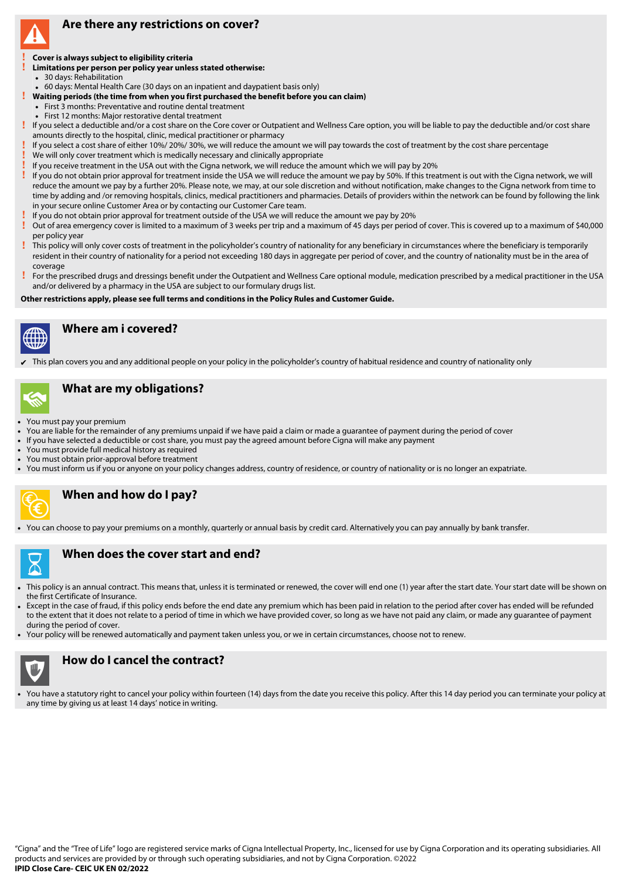## Are there any restrictions on cover?

- ! **Cover is always subject to eligibility criteria**
- ! **Limitations per person per policy year unless stated otherwise:**
  - 30 days: Rehabilitation
  - 60 days: Mental Health Care (30 days on an inpatient and daypatient basis only)
- ! **Waiting periods (the time from when you first purchased the benefit before you can claim)**
  - First 3 months: Preventative and routine dental treatment
  - First 12 months: Major restorative dental treatment
- ! If you select a deductible and/or a cost share on the Core cover or Outpatient and Wellness Care option, you will be liable to pay the deductible and/or cost share amounts directly to the hospital, clinic, medical practitioner or pharmacy
- ! If you select a cost share of either 10%/ 20%/ 30%, we will reduce the amount we will pay towards the cost of treatment by the cost share percentage
- ! We will only cover treatment which is medically necessary and clinically appropriate
- ! If you receive treatment in the USA out with the Cigna network, we will reduce the amount which we will pay by 20%
- ! If you do not obtain prior approval for treatment inside the USA we will reduce the amount we pay by 50%. If this treatment is out with the Cigna network, we will reduce the amount we pay by a further 20%. Please note, we may, at our sole discretion and without notification, make changes to the Cigna network from time to time by adding and /or removing hospitals, clinics, medical practitioners and pharmacies. Details of providers within the network can be found by following the link in your secure online Customer Area or by contacting our Customer Care team.
- ! If you do not obtain prior approval for treatment outside of the USA we will reduce the amount we pay by 20%
- ! Out of area emergency cover is limited to a maximum of 3 weeks per trip and a maximum of 45 days per period of cover. This is covered up to a maximum of $40,000 per policy year
- ! This policy will only cover costs of treatment in the policyholder's country of nationality for any beneficiary in circumstances where the beneficiary is temporarily resident in their country of nationality for a period not exceeding 180 days in aggregate per period of cover, and the country of nationality must be in the area of coverage
- ! For the prescribed drugs and dressings benefit under the Outpatient and Wellness Care optional module, medication prescribed by a medical practitioner in the USA and/or delivered by a pharmacy in the USA are subject to our formulary drugs list.

**Other restrictions apply, please see full terms and conditions in the Policy Rules and Customer Guide.**

## Where am i covered?

✔ This plan covers you and any additional people on your policy in the policyholder's country of habitual residence and country of nationality only

## What are my obligations?

- You must pay your premium
- You are liable for the remainder of any premiums unpaid if we have paid a claim or made a guarantee of payment during the period of cover
- If you have selected a deductible or cost share, you must pay the agreed amount before Cigna will make any payment
- You must provide full medical history as required
- You must obtain prior-approval before treatment
- You must inform us if you or anyone on your policy changes address, country of residence, or country of nationality or is no longer an expatriate.

## When and how do I pay?

- You can choose to pay your premiums on a monthly, quarterly or annual basis by credit card. Alternatively you can pay annually by bank transfer.

## When does the cover start and end?

- This policy is an annual contract. This means that, unless it is terminated or renewed, the cover will end one (1) year after the start date. Your start date will be shown on the first Certificate of Insurance.
- Except in the case of fraud, if this policy ends before the end date any premium which has been paid in relation to the period after cover has ended will be refunded to the extent that it does not relate to a period of time in which we have provided cover, so long as we have not paid any claim, or made any guarantee of payment during the period of cover.
- Your policy will be renewed automatically and payment taken unless you, or we in certain circumstances, choose not to renew.

## How do I cancel the contract?

- You have a statutory right to cancel your policy within fourteen (14) days from the date you receive this policy. After this 14 day period you can terminate your policy at any time by giving us at least 14 days' notice in writing.

"Cigna" and the "Tree of Life" logo are registered service marks of Cigna Intellectual Property, Inc., licensed for use by Cigna Corporation and its operating subsidiaries. All products and services are provided by or through such operating subsidiaries, and not by Cigna Corporation. ©2022

**IPID Close Care- CEIC UK EN 02/2022**